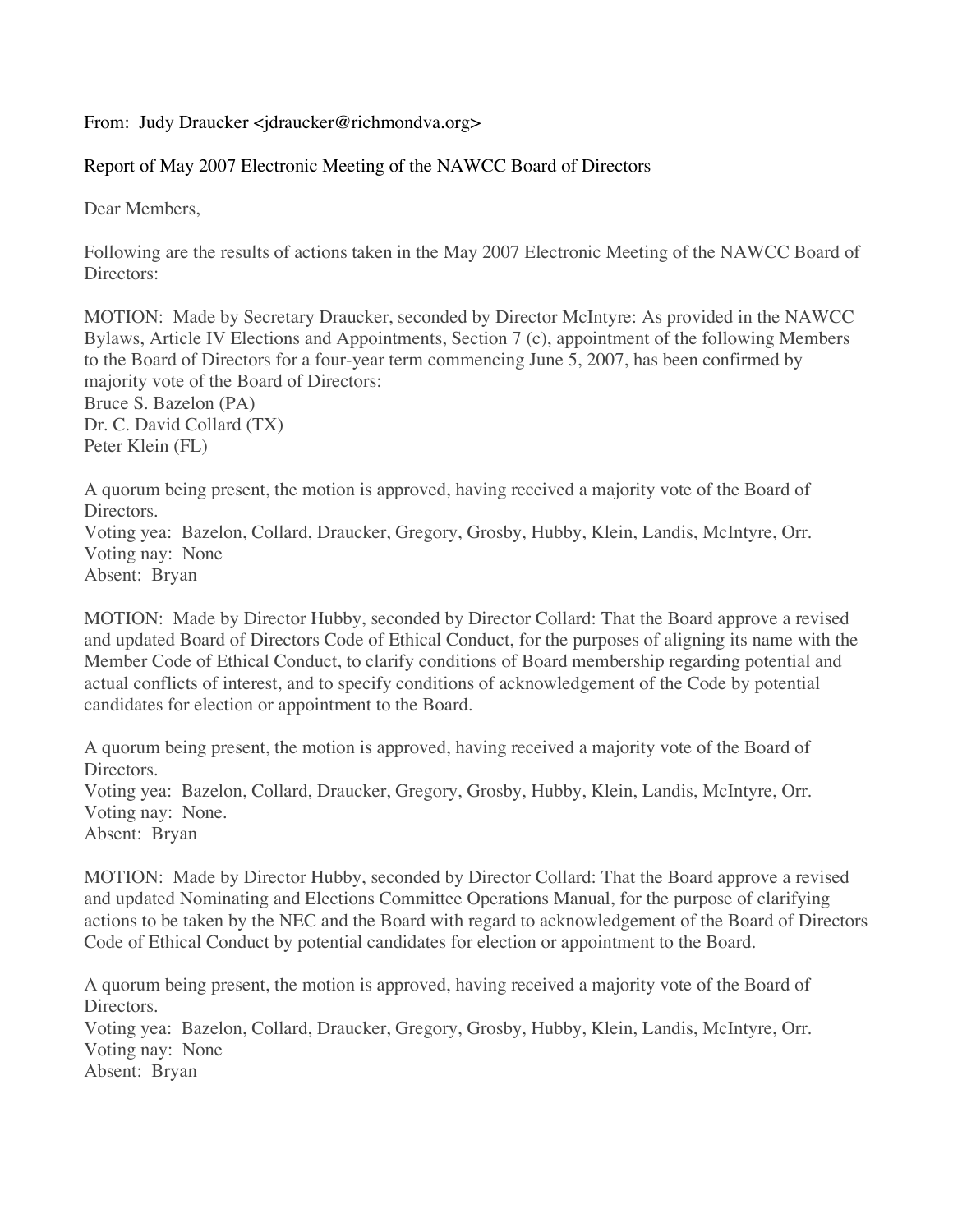From: Judy Draucker <jdraucker@richmondva.org>

Report of May 2007 Electronic Meeting of the NAWCC Board of Directors

Dear Members,

Following are the results of actions taken in the May 2007 Electronic Meeting of the NAWCC Board of Directors:

MOTION: Made by Secretary Draucker, seconded by Director McIntyre: As provided in the NAWCC Bylaws, Article IV Elections and Appointments, Section 7 (c), appointment of the following Members to the Board of Directors for a four-year term commencing June 5, 2007, has been confirmed by majority vote of the Board of Directors:
Bruce S. Bazelon (PA)
Dr. C. David Collard (TX)
Peter Klein (FL)

A quorum being present, the motion is approved, having received a majority vote of the Board of Directors.
Voting yea: Bazelon, Collard, Draucker, Gregory, Grosby, Hubby, Klein, Landis, McIntyre, Orr.
Voting nay: None
Absent: Bryan

MOTION: Made by Director Hubby, seconded by Director Collard: That the Board approve a revised and updated Board of Directors Code of Ethical Conduct, for the purposes of aligning its name with the Member Code of Ethical Conduct, to clarify conditions of Board membership regarding potential and actual conflicts of interest, and to specify conditions of acknowledgement of the Code by potential candidates for election or appointment to the Board.

A quorum being present, the motion is approved, having received a majority vote of the Board of Directors.
Voting yea: Bazelon, Collard, Draucker, Gregory, Grosby, Hubby, Klein, Landis, McIntyre, Orr.
Voting nay: None.
Absent: Bryan

MOTION: Made by Director Hubby, seconded by Director Collard: That the Board approve a revised and updated Nominating and Elections Committee Operations Manual, for the purpose of clarifying actions to be taken by the NEC and the Board with regard to acknowledgement of the Board of Directors Code of Ethical Conduct by potential candidates for election or appointment to the Board.

A quorum being present, the motion is approved, having received a majority vote of the Board of Directors.
Voting yea: Bazelon, Collard, Draucker, Gregory, Grosby, Hubby, Klein, Landis, McIntyre, Orr.
Voting nay: None
Absent: Bryan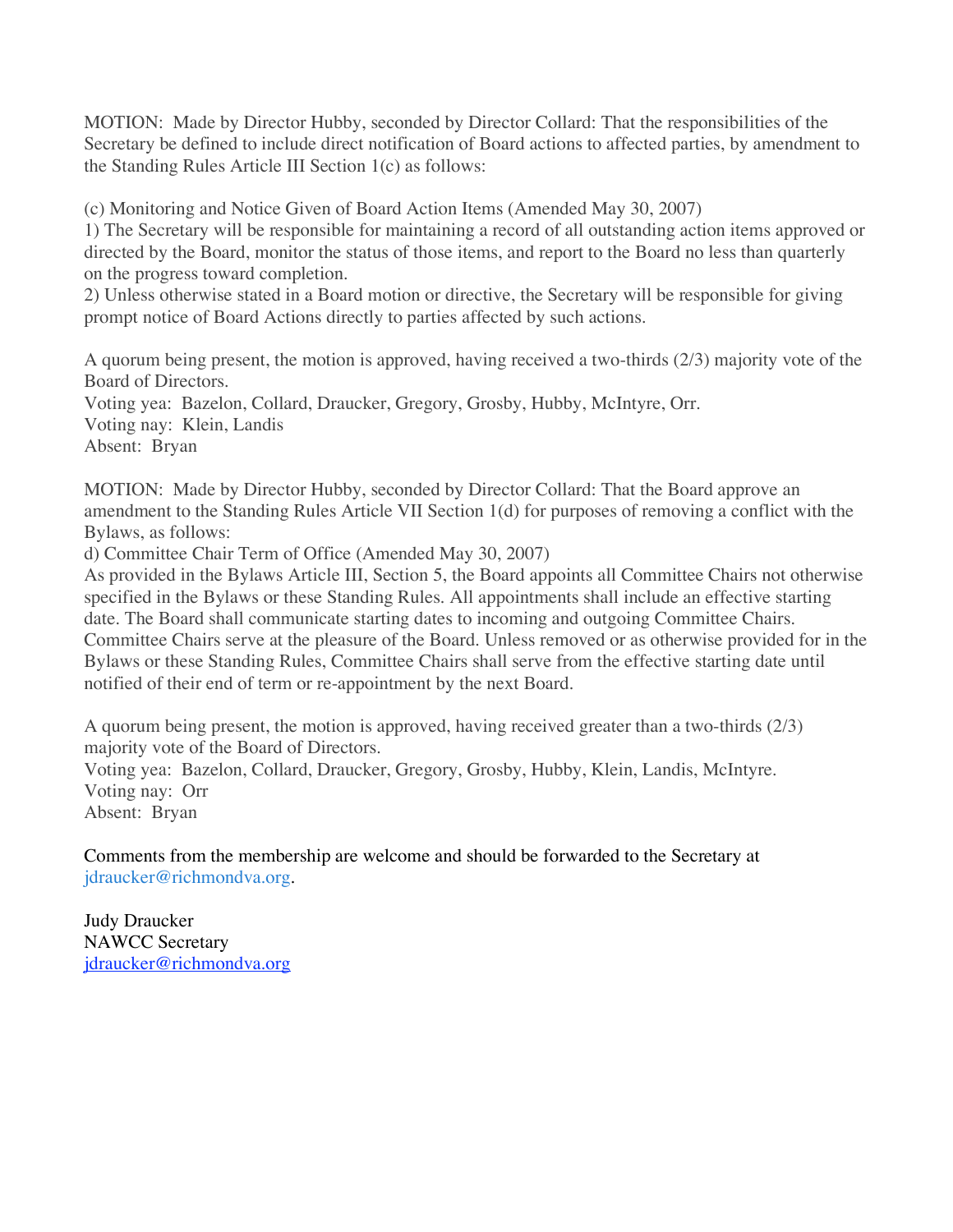MOTION: Made by Director Hubby, seconded by Director Collard: That the responsibilities of the Secretary be defined to include direct notification of Board actions to affected parties, by amendment to the Standing Rules Article III Section 1(c) as follows:

(c) Monitoring and Notice Given of Board Action Items (Amended May 30, 2007)
1) The Secretary will be responsible for maintaining a record of all outstanding action items approved or directed by the Board, monitor the status of those items, and report to the Board no less than quarterly on the progress toward completion.
2) Unless otherwise stated in a Board motion or directive, the Secretary will be responsible for giving prompt notice of Board Actions directly to parties affected by such actions.

A quorum being present, the motion is approved, having received a two-thirds (2/3) majority vote of the Board of Directors.
Voting yea: Bazelon, Collard, Draucker, Gregory, Grosby, Hubby, McIntyre, Orr.
Voting nay: Klein, Landis
Absent: Bryan

MOTION: Made by Director Hubby, seconded by Director Collard: That the Board approve an amendment to the Standing Rules Article VII Section 1(d) for purposes of removing a conflict with the Bylaws, as follows:
d) Committee Chair Term of Office (Amended May 30, 2007)
As provided in the Bylaws Article III, Section 5, the Board appoints all Committee Chairs not otherwise specified in the Bylaws or these Standing Rules. All appointments shall include an effective starting date. The Board shall communicate starting dates to incoming and outgoing Committee Chairs. Committee Chairs serve at the pleasure of the Board. Unless removed or as otherwise provided for in the Bylaws or these Standing Rules, Committee Chairs shall serve from the effective starting date until notified of their end of term or re-appointment by the next Board.

A quorum being present, the motion is approved, having received greater than a two-thirds (2/3) majority vote of the Board of Directors.
Voting yea: Bazelon, Collard, Draucker, Gregory, Grosby, Hubby, Klein, Landis, McIntyre.
Voting nay: Orr
Absent: Bryan

Comments from the membership are welcome and should be forwarded to the Secretary at jdraucker@richmondva.org.

Judy Draucker
NAWCC Secretary
jdraucker@richmondva.org